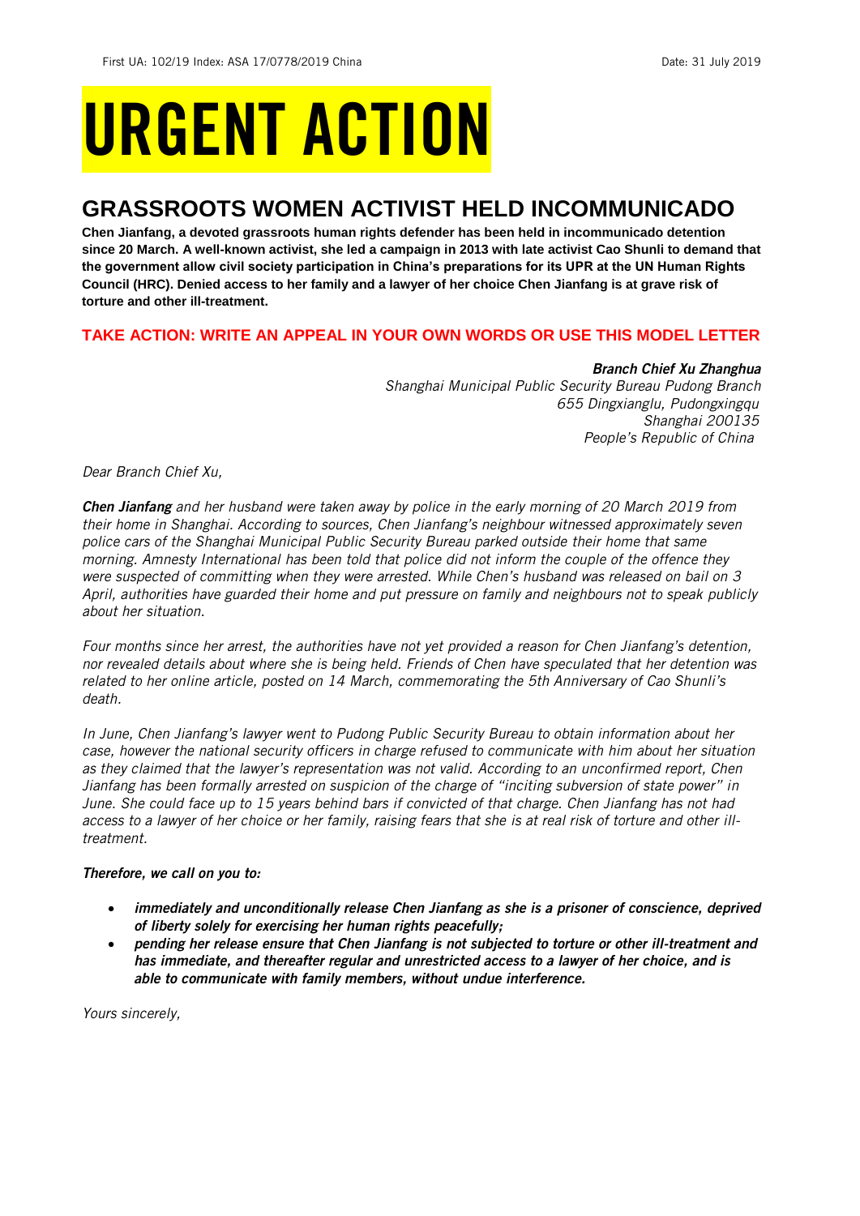First UA: 102/19 Index: ASA 17/0778/2019 China Date: 31 July 2019

# URGENT ACTION

## GRASSROOTS WOMEN ACTIVIST HELD INCOMMUNICADO

**Chen Jianfang, a devoted grassroots human rights defender has been held in incommunicado detention since 20 March. A well-known activist, she led a campaign in 2013 with late activist Cao Shunli to demand that the government allow civil society participation in China's preparations for its UPR at the UN Human Rights Council (HRC). Denied access to her family and a lawyer of her choice Chen Jianfang is at grave risk of torture and other ill-treatment.**

### TAKE ACTION: WRITE AN APPEAL IN YOUR OWN WORDS OR USE THIS MODEL LETTER

***Branch Chief Xu Zhanghua***
*Shanghai Municipal Public Security Bureau Pudong Branch*
*655 Dingxianglu, Pudongxingqu*
*Shanghai 200135*
*People's Republic of China*

*Dear Branch Chief Xu,*

***Chen Jianfang*** *and her husband were taken away by police in the early morning of 20 March 2019 from their home in Shanghai. According to sources, Chen Jianfang's neighbour witnessed approximately seven police cars of the Shanghai Municipal Public Security Bureau parked outside their home that same morning. Amnesty International has been told that police did not inform the couple of the offence they were suspected of committing when they were arrested. While Chen's husband was released on bail on 3 April, authorities have guarded their home and put pressure on family and neighbours not to speak publicly about her situation.*

*Four months since her arrest, the authorities have not yet provided a reason for Chen Jianfang's detention, nor revealed details about where she is being held. Friends of Chen have speculated that her detention was related to her online article, posted on 14 March, commemorating the 5th Anniversary of Cao Shunli's death.*

*In June, Chen Jianfang's lawyer went to Pudong Public Security Bureau to obtain information about her case, however the national security officers in charge refused to communicate with him about her situation as they claimed that the lawyer's representation was not valid. According to an unconfirmed report, Chen Jianfang has been formally arrested on suspicion of the charge of "inciting subversion of state power" in June. She could face up to 15 years behind bars if convicted of that charge. Chen Jianfang has not had access to a lawyer of her choice or her family, raising fears that she is at real risk of torture and other ill-treatment.*

***Therefore, we call on you to:***

- ***immediately and unconditionally release Chen Jianfang as she is a prisoner of conscience, deprived of liberty solely for exercising her human rights peacefully;***
- ***pending her release ensure that Chen Jianfang is not subjected to torture or other ill-treatment and has immediate, and thereafter regular and unrestricted access to a lawyer of her choice, and is able to communicate with family members, without undue interference.***

*Yours sincerely,*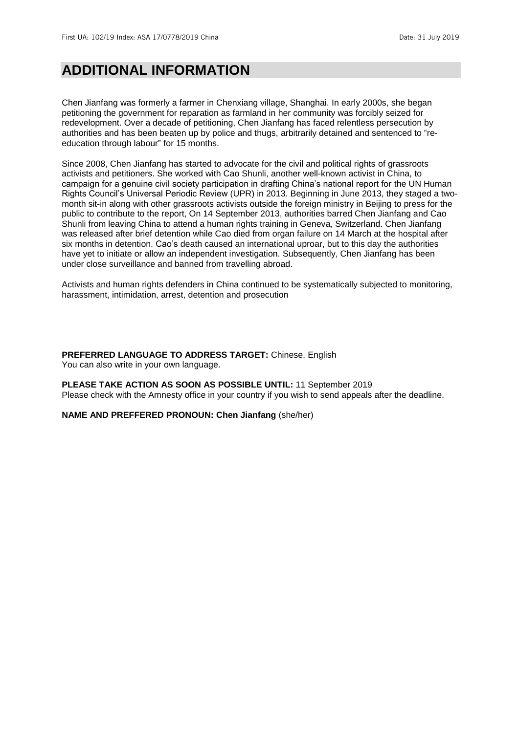# ADDITIONAL INFORMATION

Chen Jianfang was formerly a farmer in Chenxiang village, Shanghai. In early 2000s, she began petitioning the government for reparation as farmland in her community was forcibly seized for redevelopment. Over a decade of petitioning, Chen Jianfang has faced relentless persecution by authorities and has been beaten up by police and thugs, arbitrarily detained and sentenced to "re-education through labour" for 15 months.

Since 2008, Chen Jianfang has started to advocate for the civil and political rights of grassroots activists and petitioners. She worked with Cao Shunli, another well-known activist in China, to campaign for a genuine civil society participation in drafting China's national report for the UN Human Rights Council's Universal Periodic Review (UPR) in 2013. Beginning in June 2013, they staged a two-month sit-in along with other grassroots activists outside the foreign ministry in Beijing to press for the public to contribute to the report, On 14 September 2013, authorities barred Chen Jianfang and Cao Shunli from leaving China to attend a human rights training in Geneva, Switzerland. Chen Jianfang was released after brief detention while Cao died from organ failure on 14 March at the hospital after six months in detention. Cao's death caused an international uproar, but to this day the authorities have yet to initiate or allow an independent investigation. Subsequently, Chen Jianfang has been under close surveillance and banned from travelling abroad.

Activists and human rights defenders in China continued to be systematically subjected to monitoring, harassment, intimidation, arrest, detention and prosecution

**PREFERRED LANGUAGE TO ADDRESS TARGET:** Chinese, English
You can also write in your own language.

**PLEASE TAKE ACTION AS SOON AS POSSIBLE UNTIL:** 11 September 2019
Please check with the Amnesty office in your country if you wish to send appeals after the deadline.

**NAME AND PREFFERED PRONOUN: Chen Jianfang** (she/her)